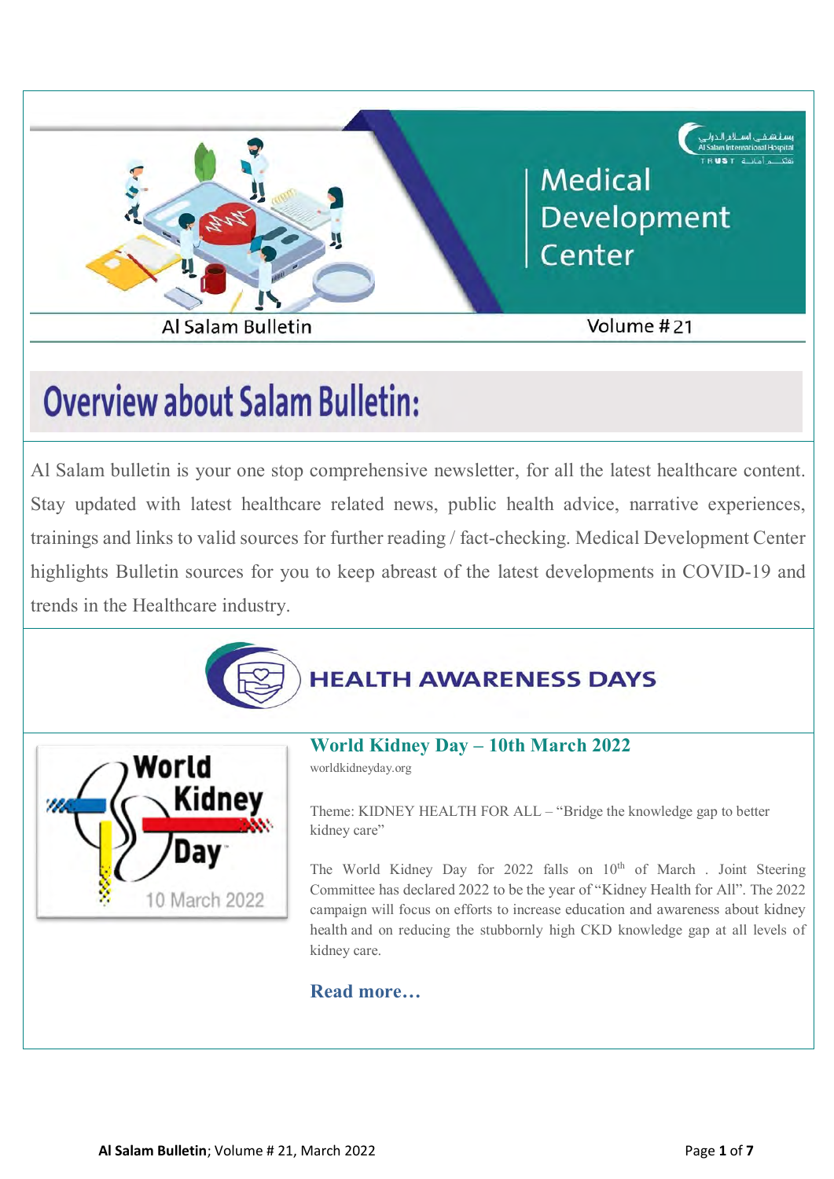# Medical Development Center

Al Salam Bulletin | Volume # 21

## Overview about Salam Bulletin:

Al Salam bulletin is your one stop comprehensive newsletter, for all the latest healthcare content. Stay updated with latest healthcare related news, public health advice, narrative experiences, trainings and links to valid sources for further reading / fact-checking. Medical Development Center highlights Bulletin sources for you to keep abreast of the latest developments in COVID-19 and trends in the Healthcare industry.

## HEALTH AWARENESS DAYS

### World Kidney Day – 10th March 2022

worldkidneyday.org

Theme: KIDNEY HEALTH FOR ALL – "Bridge the knowledge gap to better kidney care"

The World Kidney Day for 2022 falls on 10th of March . Joint Steering Committee has declared 2022 to be the year of "Kidney Health for All". The 2022 campaign will focus on efforts to increase education and awareness about kidney health and on reducing the stubbornly high CKD knowledge gap at all levels of kidney care.

**Read more…**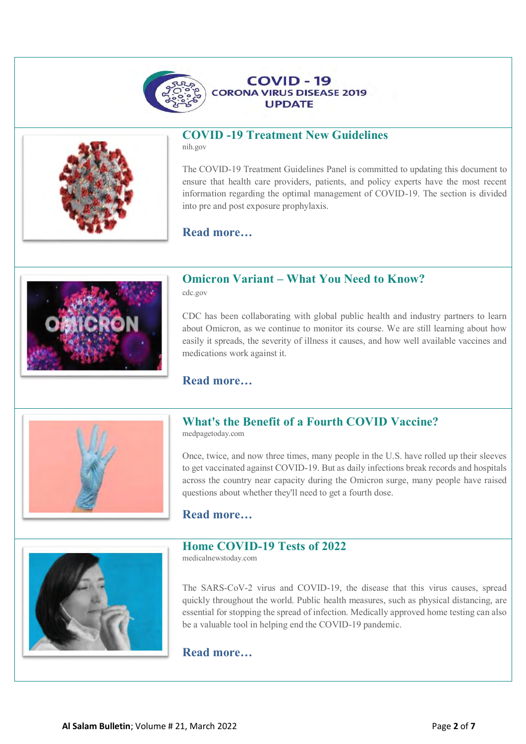# COVID - 19
## CORONA VIRUS DISEASE 2019
## UPDATE

## COVID -19 Treatment New Guidelines

nih.gov

The COVID-19 Treatment Guidelines Panel is committed to updating this document to ensure that health care providers, patients, and policy experts have the most recent information regarding the optimal management of COVID-19. The section is divided into pre and post exposure prophylaxis.

**Read more…**

## Omicron Variant – What You Need to Know?

cdc.gov

CDC has been collaborating with global public health and industry partners to learn about Omicron, as we continue to monitor its course. We are still learning about how easily it spreads, the severity of illness it causes, and how well available vaccines and medications work against it.

**Read more…**

## What's the Benefit of a Fourth COVID Vaccine?

medpagetoday.com

Once, twice, and now three times, many people in the U.S. have rolled up their sleeves to get vaccinated against COVID-19. But as daily infections break records and hospitals across the country near capacity during the Omicron surge, many people have raised questions about whether they'll need to get a fourth dose.

**Read more…**

## Home COVID-19 Tests of 2022

medicalnewstoday.com

The SARS-CoV-2 virus and COVID-19, the disease that this virus causes, spread quickly throughout the world. Public health measures, such as physical distancing, are essential for stopping the spread of infection. Medically approved home testing can also be a valuable tool in helping end the COVID-19 pandemic.

**Read more…**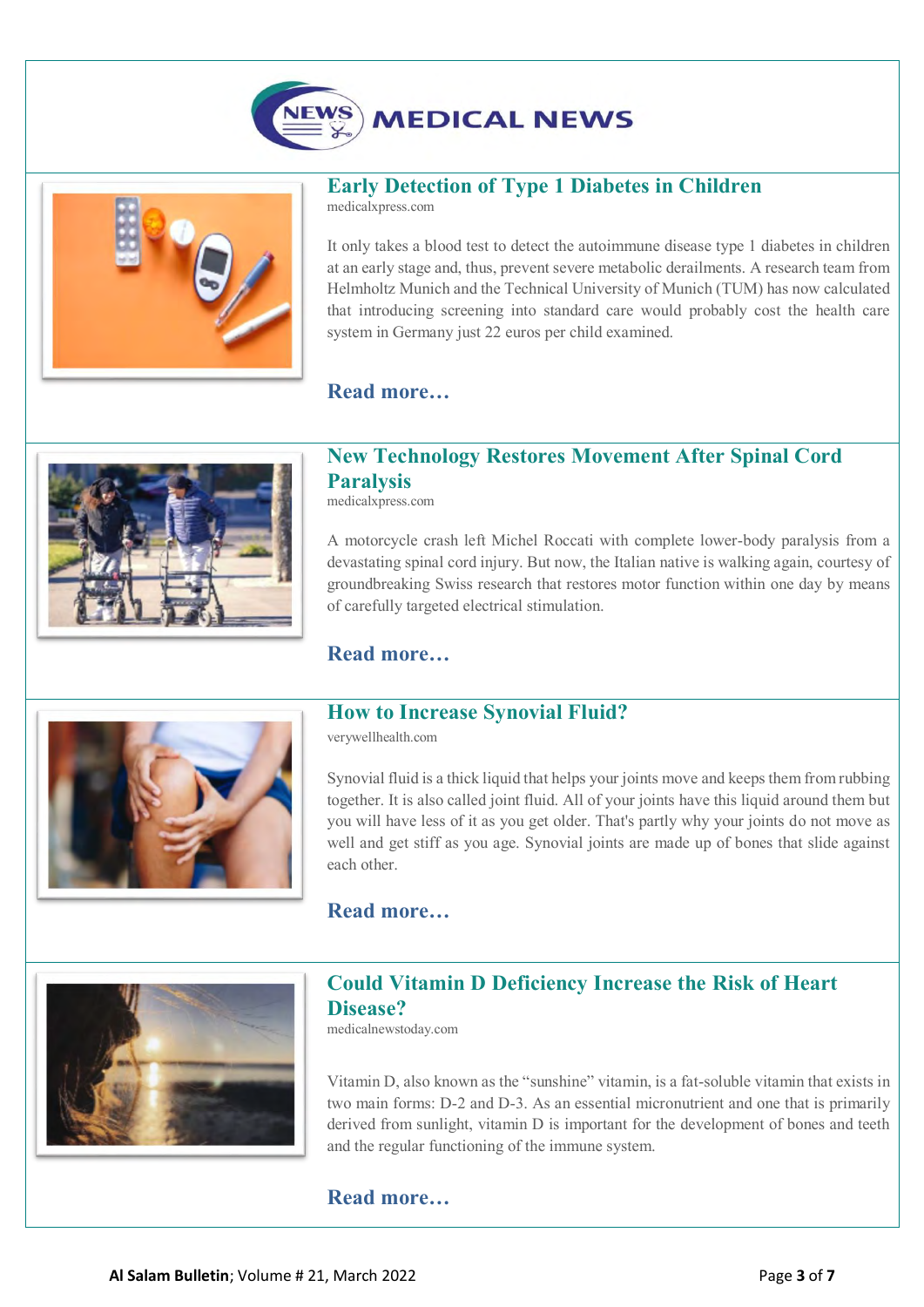# MEDICAL NEWS

## Early Detection of Type 1 Diabetes in Children

medicalxpress.com

It only takes a blood test to detect the autoimmune disease type 1 diabetes in children at an early stage and, thus, prevent severe metabolic derailments. A research team from Helmholtz Munich and the Technical University of Munich (TUM) has now calculated that introducing screening into standard care would probably cost the health care system in Germany just 22 euros per child examined.

**Read more…**

## New Technology Restores Movement After Spinal Cord Paralysis

medicalxpress.com

A motorcycle crash left Michel Roccati with complete lower-body paralysis from a devastating spinal cord injury. But now, the Italian native is walking again, courtesy of groundbreaking Swiss research that restores motor function within one day by means of carefully targeted electrical stimulation.

**Read more…**

## How to Increase Synovial Fluid?

verywellhealth.com

Synovial fluid is a thick liquid that helps your joints move and keeps them from rubbing together. It is also called joint fluid. All of your joints have this liquid around them but you will have less of it as you get older. That's partly why your joints do not move as well and get stiff as you age. Synovial joints are made up of bones that slide against each other.

**Read more…**

## Could Vitamin D Deficiency Increase the Risk of Heart Disease?

medicalnewstoday.com

Vitamin D, also known as the “sunshine” vitamin, is a fat-soluble vitamin that exists in two main forms: D-2 and D-3. As an essential micronutrient and one that is primarily derived from sunlight, vitamin D is important for the development of bones and teeth and the regular functioning of the immune system.

**Read more…**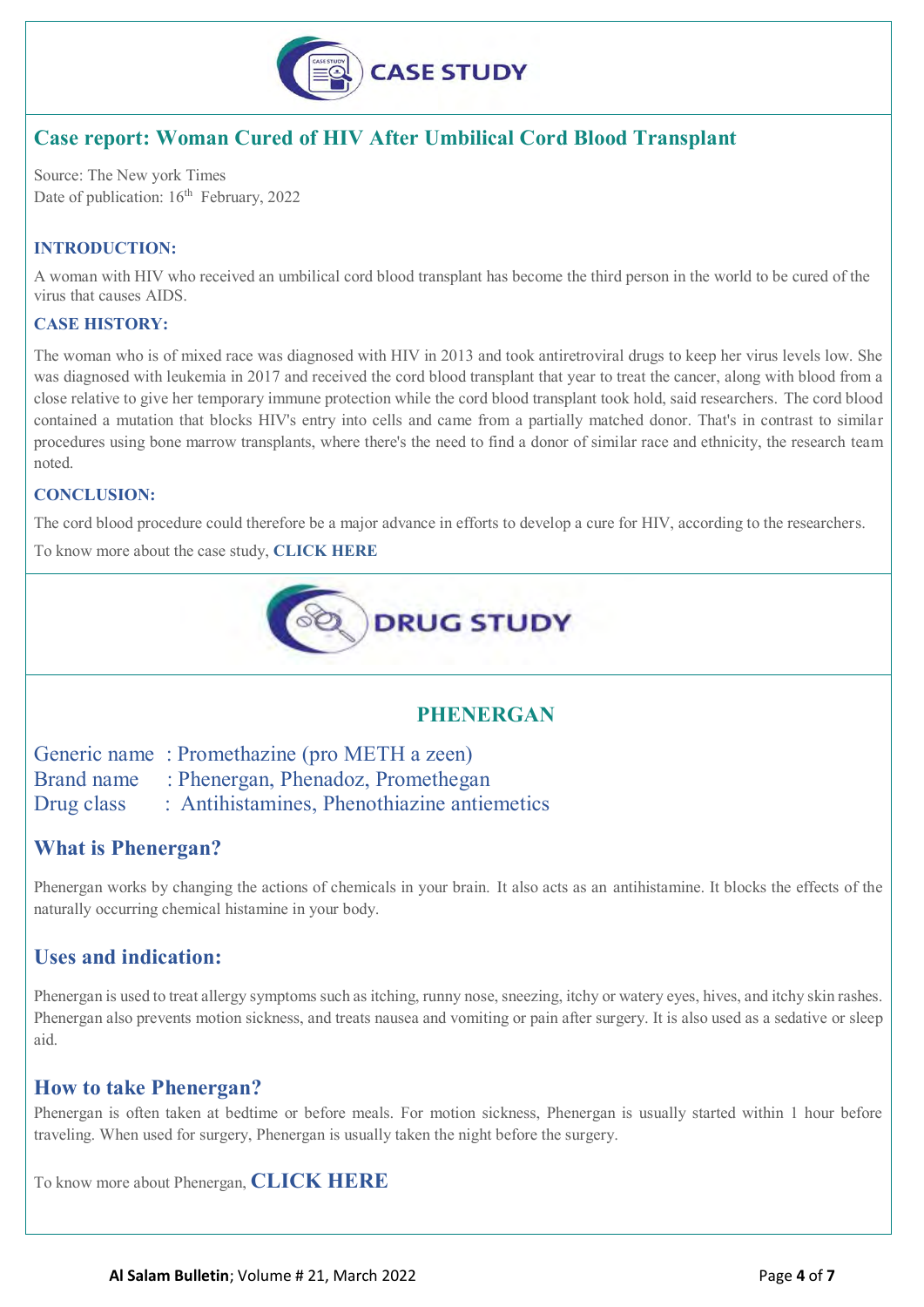# CASE STUDY

## Case report: Woman Cured of HIV After Umbilical Cord Blood Transplant

Source: The New york Times
Date of publication: 16th February, 2022

### INTRODUCTION:

A woman with HIV who received an umbilical cord blood transplant has become the third person in the world to be cured of the virus that causes AIDS.

### CASE HISTORY:

The woman who is of mixed race was diagnosed with HIV in 2013 and took antiretroviral drugs to keep her virus levels low. She was diagnosed with leukemia in 2017 and received the cord blood transplant that year to treat the cancer, along with blood from a close relative to give her temporary immune protection while the cord blood transplant took hold, said researchers. The cord blood contained a mutation that blocks HIV's entry into cells and came from a partially matched donor. That's in contrast to similar procedures using bone marrow transplants, where there's the need to find a donor of similar race and ethnicity, the research team noted.

### CONCLUSION:

The cord blood procedure could therefore be a major advance in efforts to develop a cure for HIV, according to the researchers.

To know more about the case study, **CLICK HERE**

# DRUG STUDY

## PHENERGAN

Generic name : Promethazine (pro METH a zeen)
Brand name : Phenergan, Phenadoz, Promethegan
Drug class : Antihistamines, Phenothiazine antiemetics

### What is Phenergan?

Phenergan works by changing the actions of chemicals in your brain. It also acts as an antihistamine. It blocks the effects of the naturally occurring chemical histamine in your body.

### Uses and indication:

Phenergan is used to treat allergy symptoms such as itching, runny nose, sneezing, itchy or watery eyes, hives, and itchy skin rashes. Phenergan also prevents motion sickness, and treats nausea and vomiting or pain after surgery. It is also used as a sedative or sleep aid.

### How to take Phenergan?

Phenergan is often taken at bedtime or before meals. For motion sickness, Phenergan is usually started within 1 hour before traveling. When used for surgery, Phenergan is usually taken the night before the surgery.

To know more about Phenergan, **CLICK HERE**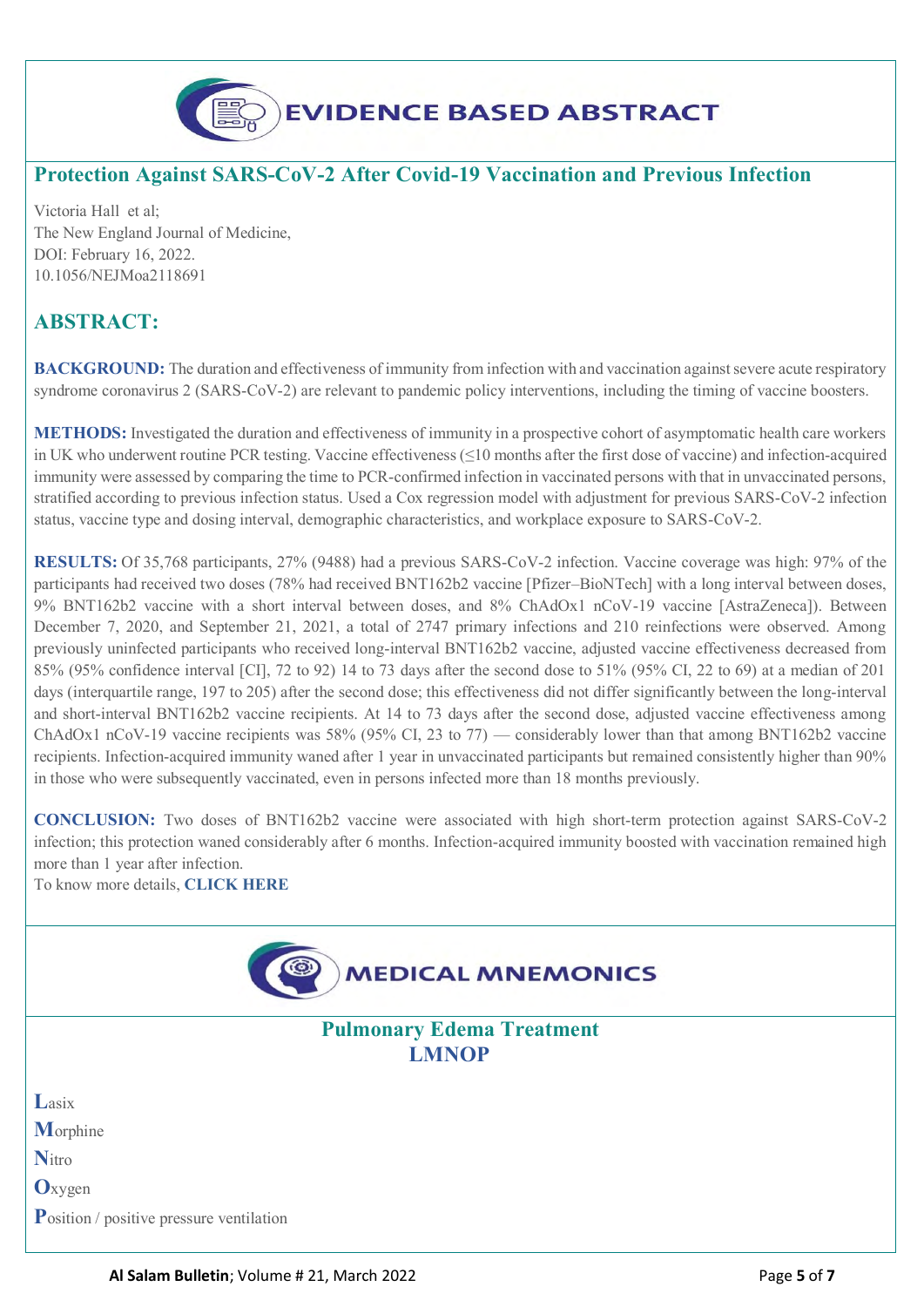# EVIDENCE BASED ABSTRACT

## Protection Against SARS-CoV-2 After Covid-19 Vaccination and Previous Infection

Victoria Hall et al;
The New England Journal of Medicine,
DOI: February 16, 2022.
10.1056/NEJMoa2118691

## ABSTRACT:

**BACKGROUND:** The duration and effectiveness of immunity from infection with and vaccination against severe acute respiratory syndrome coronavirus 2 (SARS-CoV-2) are relevant to pandemic policy interventions, including the timing of vaccine boosters.

**METHODS:** Investigated the duration and effectiveness of immunity in a prospective cohort of asymptomatic health care workers in UK who underwent routine PCR testing. Vaccine effectiveness (≤10 months after the first dose of vaccine) and infection-acquired immunity were assessed by comparing the time to PCR-confirmed infection in vaccinated persons with that in unvaccinated persons, stratified according to previous infection status. Used a Cox regression model with adjustment for previous SARS-CoV-2 infection status, vaccine type and dosing interval, demographic characteristics, and workplace exposure to SARS-CoV-2.

**RESULTS:** Of 35,768 participants, 27% (9488) had a previous SARS-CoV-2 infection. Vaccine coverage was high: 97% of the participants had received two doses (78% had received BNT162b2 vaccine [Pfizer–BioNTech] with a long interval between doses, 9% BNT162b2 vaccine with a short interval between doses, and 8% ChAdOx1 nCoV-19 vaccine [AstraZeneca]). Between December 7, 2020, and September 21, 2021, a total of 2747 primary infections and 210 reinfections were observed. Among previously uninfected participants who received long-interval BNT162b2 vaccine, adjusted vaccine effectiveness decreased from 85% (95% confidence interval [CI], 72 to 92) 14 to 73 days after the second dose to 51% (95% CI, 22 to 69) at a median of 201 days (interquartile range, 197 to 205) after the second dose; this effectiveness did not differ significantly between the long-interval and short-interval BNT162b2 vaccine recipients. At 14 to 73 days after the second dose, adjusted vaccine effectiveness among ChAdOx1 nCoV-19 vaccine recipients was 58% (95% CI, 23 to 77) — considerably lower than that among BNT162b2 vaccine recipients. Infection-acquired immunity waned after 1 year in unvaccinated participants but remained consistently higher than 90% in those who were subsequently vaccinated, even in persons infected more than 18 months previously.

**CONCLUSION:** Two doses of BNT162b2 vaccine were associated with high short-term protection against SARS-CoV-2 infection; this protection waned considerably after 6 months. Infection-acquired immunity boosted with vaccination remained high more than 1 year after infection.
To know more details, **CLICK HERE**

# MEDICAL MNEMONICS

## Pulmonary Edema Treatment
## LMNOP

**L**asix
**M**orphine
**N**itro
**O**xygen
**P**osition / positive pressure ventilation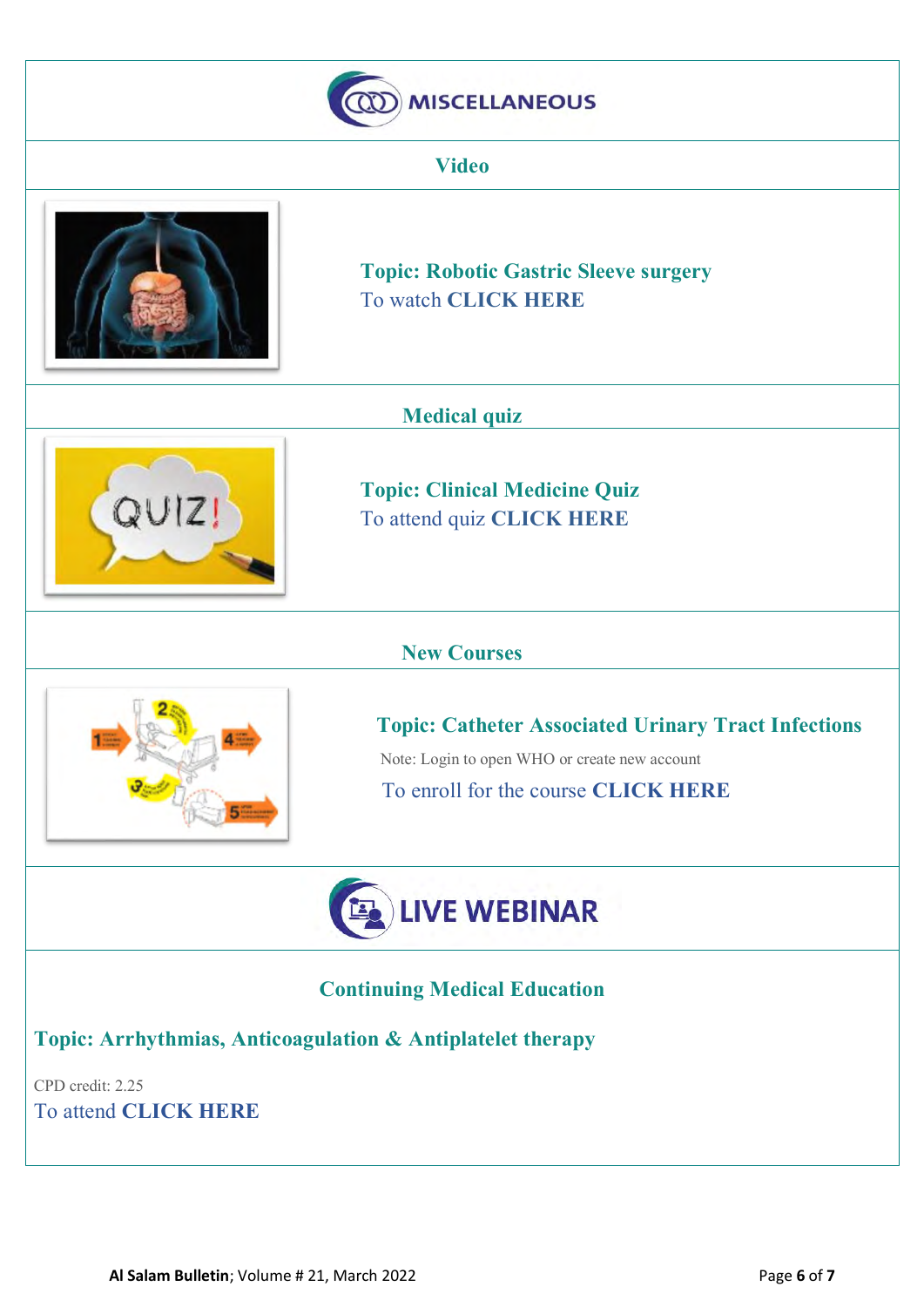# MISCELLANEOUS

## Video

**Topic: Robotic Gastric Sleeve surgery**
To watch **CLICK HERE**

## Medical quiz

**Topic: Clinical Medicine Quiz**
To attend quiz **CLICK HERE**

## New Courses

**Topic: Catheter Associated Urinary Tract Infections**

Note: Login to open WHO or create new account

To enroll for the course **CLICK HERE**

# LIVE WEBINAR

## Continuing Medical Education

**Topic: Arrhythmias, Anticoagulation & Antiplatelet therapy**

CPD credit: 2.25

To attend **CLICK HERE**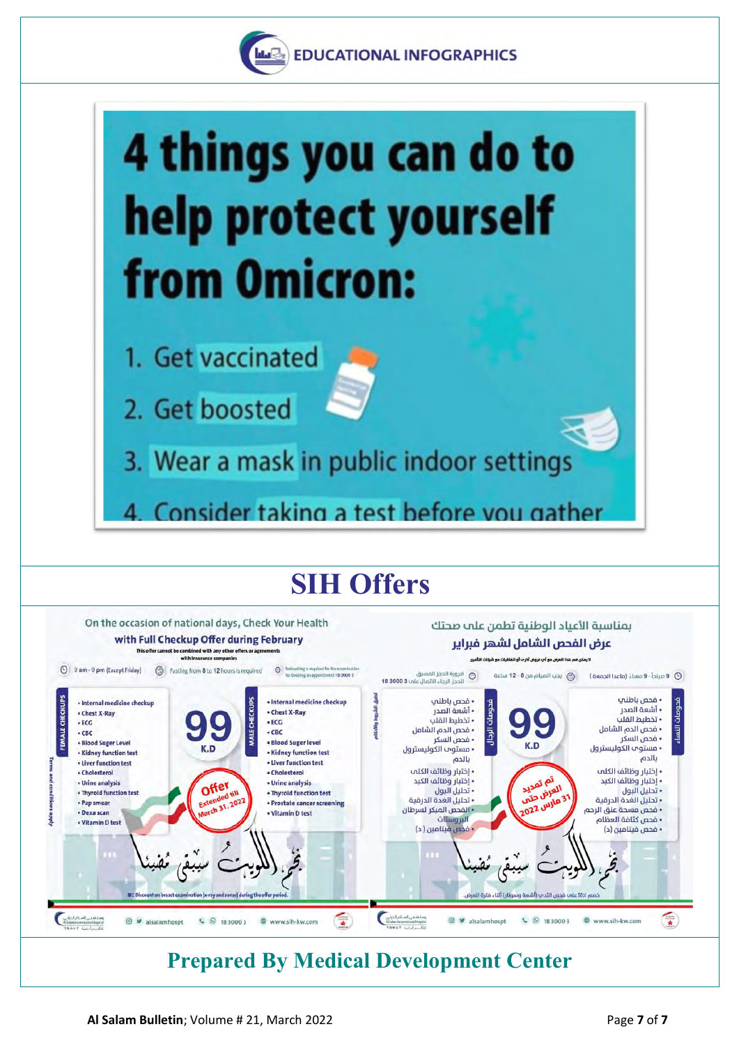## EDUCATIONAL INFOGRAPHICS

# 4 things you can do to help protect yourself from Omicron:

1. Get vaccinated
2. Get boosted
3. Wear a mask in public indoor settings
4. Consider taking a test before you gather

## SIH Offers

On the occasion of national days, Check Your Health with Full Checkup Offer during February

This offer cannot be combined with any other offers or agreements with insurance companies

9 am - 9 pm (Except Friday) | Fasting from 8 to 12 hours is required | Prebooking is required for the examination for booking an appointment 18 3000 3

**FEMALE CHECKUPS** — 99 K.D

- Internal medicine checkup
- Chest X-Ray
- ECG
- CBC
- Blood Suger Level
- Kidney function test
- Liver function test
- Cholesterol
- Urine analysis
- Thyroid function test
- Pap smear
- Dexa scan
- Vitamin D test

Offer Extended till March 31, 2022

**MALE CHECKUPS** — 99 K.D

- Internal medicine checkup
- Chest X-Ray
- ECG
- CBC
- Blood Suger level
- Kidney function test
- Liver function test
- Cholesterol
- Urine analysis
- Thyroid function test
- Prostate cancer screening
- Vitamin D test

Terms and conditions apply

نجم الكويت سيبقى مضيئا

% Discount on breast examination (x-ray and sonar) during the offer period.

بمناسبة الأعياد الوطنية تطمن على صحتك

عرض الفحص الشامل لشهر فبراير

لا يمكن دمج هذا العرض مع أي عروض أخرى أو اتفاقيات مع شركات التأمين

9 صباحاً - 9 مساءً (عدا الجمعة) | يجب الصيام من 8 - 12 ساعة | ضرورة الحجز المسبق للحجز الرجاء الاتصال على 18 3000 3

**فحوصات النساء** — 99 K.D

- فحص باطني
- أشعة الصدر
- تخطيط القلب
- فحص الدم الشامل
- فحص السكر
- مستوى الكوليسترول بالدم
- إختبار وظائف الكلى
- إختبار وظائف الكبد
- تحليل البول
- تحليل الغدة الدرقية
- فحص مسحة عنق الرحم
- فحص كثافة العظام
- فحص فيتامين (د)

تم تمديد العرض حتى 31 مارس 2022

**فحوصات الرجال** — 99 K.D

- فحص باطني
- أشعة الصدر
- تخطيط القلب
- فحص الدم الشامل
- فحص السكر
- مستوى الكوليسترول بالدم
- إختبار وظائف الكلى
- إختبار وظائف الكبد
- تحليل البول
- تحليل الغدة الدرقية
- الفحص المبكر لسرطان البروستاتا
- فحص فيتامين (د)

تطبق الشروط والأحكام

نجم الكويت سيبقى مضيئا

خصم 50% على فحص الثدي (أشعة وسونار) أثناء فترة العرض.

alsalamhospt | 18 3000 3 | www.sih-kw.com

## Prepared By Medical Development Center